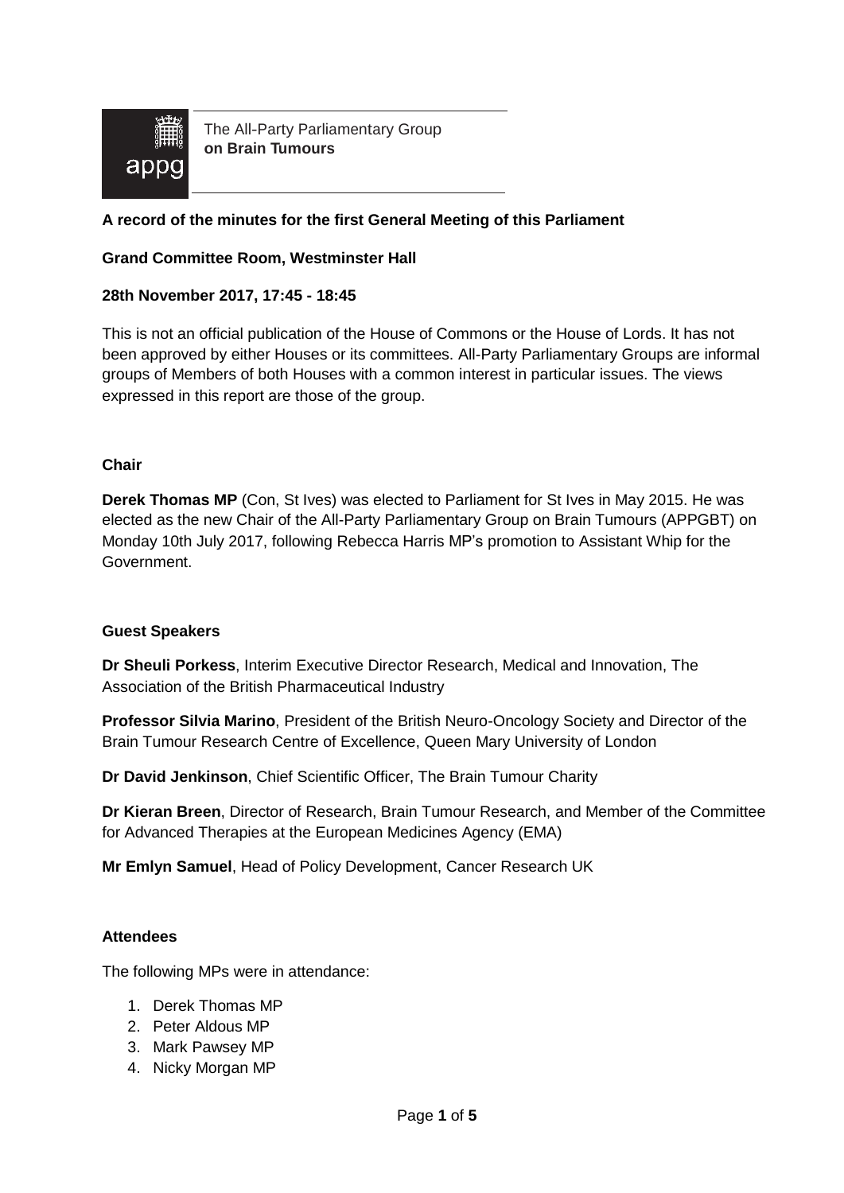The All-Party Parliamentary Group **on Brain Tumours**

**A record of the minutes for the first General Meeting of this Parliament**

**Grand Committee Room, Westminster Hall**

**28th November 2017, 17:45 - 18:45**

This is not an official publication of the House of Commons or the House of Lords. It has not been approved by either Houses or its committees. All-Party Parliamentary Groups are informal groups of Members of both Houses with a common interest in particular issues. The views expressed in this report are those of the group.

## Chair

**Derek Thomas MP** (Con, St Ives) was elected to Parliament for St Ives in May 2015. He was elected as the new Chair of the All-Party Parliamentary Group on Brain Tumours (APPGBT) on Monday 10th July 2017, following Rebecca Harris MP's promotion to Assistant Whip for the Government.

## Guest Speakers

**Dr Sheuli Porkess**, Interim Executive Director Research, Medical and Innovation, The Association of the British Pharmaceutical Industry

**Professor Silvia Marino**, President of the British Neuro-Oncology Society and Director of the Brain Tumour Research Centre of Excellence, Queen Mary University of London

**Dr David Jenkinson**, Chief Scientific Officer, The Brain Tumour Charity

**Dr Kieran Breen**, Director of Research, Brain Tumour Research, and Member of the Committee for Advanced Therapies at the European Medicines Agency (EMA)

**Mr Emlyn Samuel**, Head of Policy Development, Cancer Research UK

## Attendees

The following MPs were in attendance:

1. Derek Thomas MP
2. Peter Aldous MP
3. Mark Pawsey MP
4. Nicky Morgan MP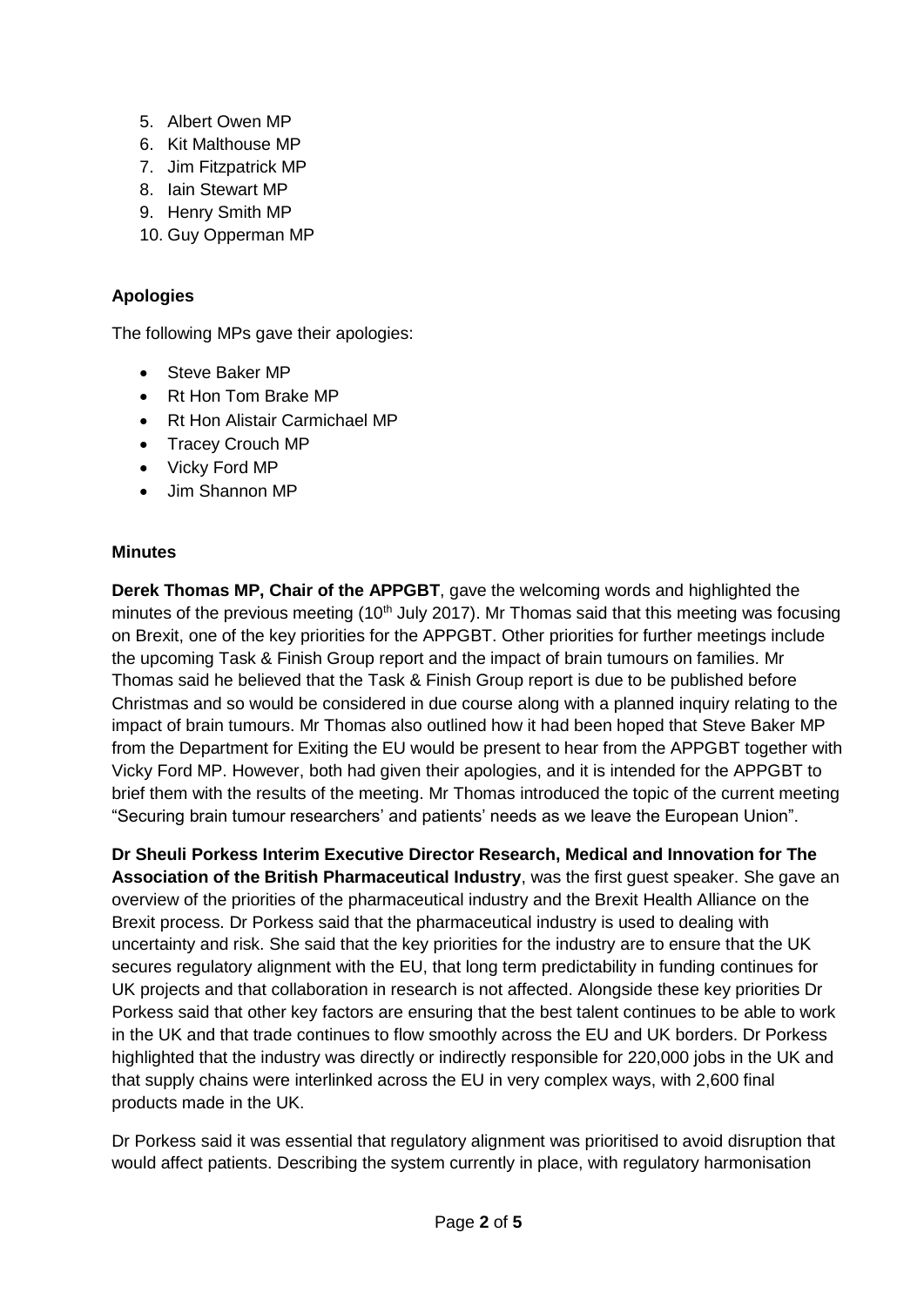5. Albert Owen MP
6. Kit Malthouse MP
7. Jim Fitzpatrick MP
8. Iain Stewart MP
9. Henry Smith MP
10. Guy Opperman MP

**Apologies**

The following MPs gave their apologies:

- Steve Baker MP
- Rt Hon Tom Brake MP
- Rt Hon Alistair Carmichael MP
- Tracey Crouch MP
- Vicky Ford MP
- Jim Shannon MP

**Minutes**

**Derek Thomas MP, Chair of the APPGBT**, gave the welcoming words and highlighted the minutes of the previous meeting (10th July 2017). Mr Thomas said that this meeting was focusing on Brexit, one of the key priorities for the APPGBT. Other priorities for further meetings include the upcoming Task & Finish Group report and the impact of brain tumours on families. Mr Thomas said he believed that the Task & Finish Group report is due to be published before Christmas and so would be considered in due course along with a planned inquiry relating to the impact of brain tumours. Mr Thomas also outlined how it had been hoped that Steve Baker MP from the Department for Exiting the EU would be present to hear from the APPGBT together with Vicky Ford MP. However, both had given their apologies, and it is intended for the APPGBT to brief them with the results of the meeting. Mr Thomas introduced the topic of the current meeting "Securing brain tumour researchers' and patients' needs as we leave the European Union".

**Dr Sheuli Porkess Interim Executive Director Research, Medical and Innovation for The Association of the British Pharmaceutical Industry**, was the first guest speaker. She gave an overview of the priorities of the pharmaceutical industry and the Brexit Health Alliance on the Brexit process. Dr Porkess said that the pharmaceutical industry is used to dealing with uncertainty and risk. She said that the key priorities for the industry are to ensure that the UK secures regulatory alignment with the EU, that long term predictability in funding continues for UK projects and that collaboration in research is not affected. Alongside these key priorities Dr Porkess said that other key factors are ensuring that the best talent continues to be able to work in the UK and that trade continues to flow smoothly across the EU and UK borders. Dr Porkess highlighted that the industry was directly or indirectly responsible for 220,000 jobs in the UK and that supply chains were interlinked across the EU in very complex ways, with 2,600 final products made in the UK.

Dr Porkess said it was essential that regulatory alignment was prioritised to avoid disruption that would affect patients. Describing the system currently in place, with regulatory harmonisation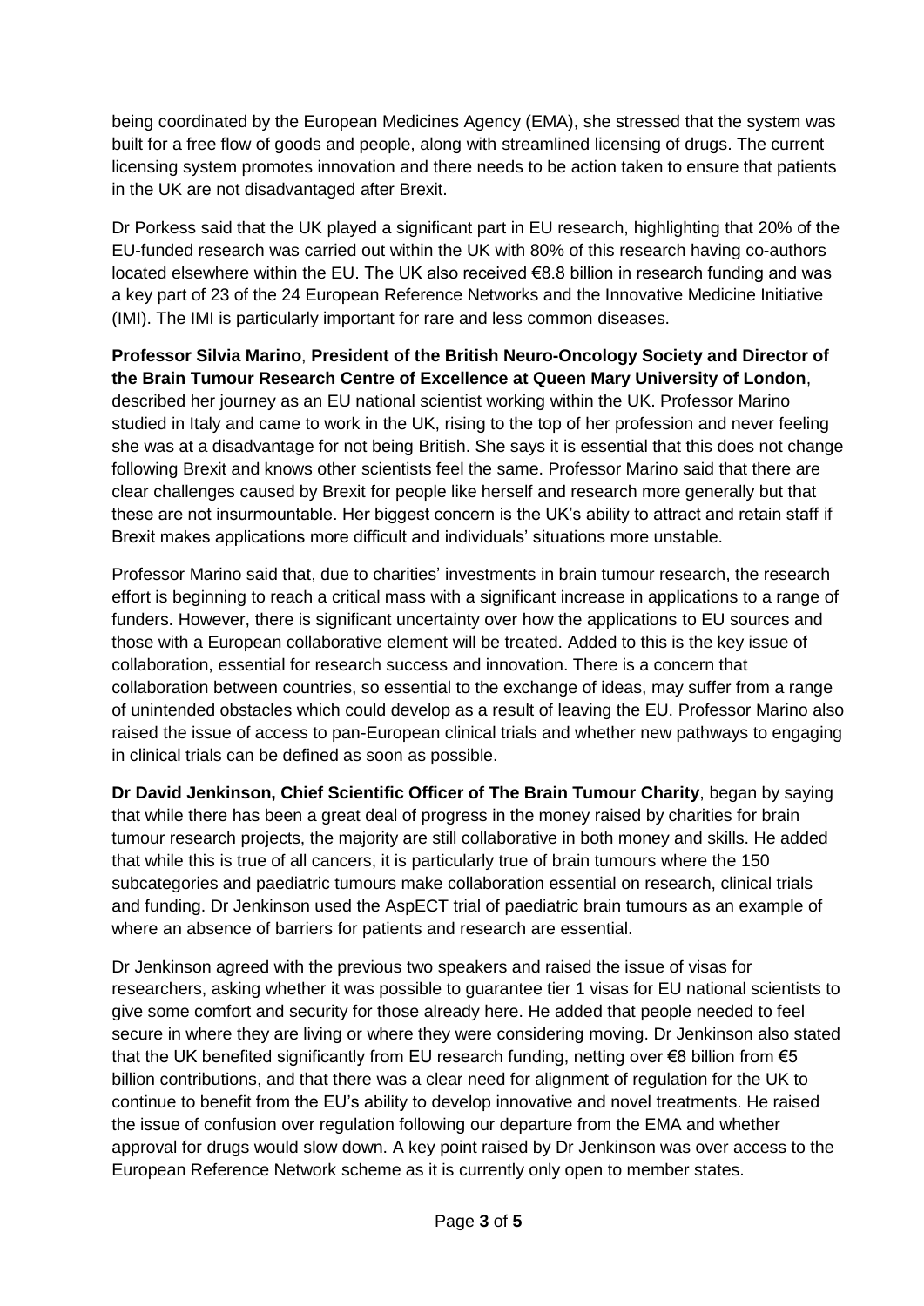being coordinated by the European Medicines Agency (EMA), she stressed that the system was built for a free flow of goods and people, along with streamlined licensing of drugs. The current licensing system promotes innovation and there needs to be action taken to ensure that patients in the UK are not disadvantaged after Brexit.

Dr Porkess said that the UK played a significant part in EU research, highlighting that 20% of the EU-funded research was carried out within the UK with 80% of this research having co-authors located elsewhere within the EU. The UK also received €8.8 billion in research funding and was a key part of 23 of the 24 European Reference Networks and the Innovative Medicine Initiative (IMI). The IMI is particularly important for rare and less common diseases.

**Professor Silvia Marino**, **President of the British Neuro-Oncology Society and Director of the Brain Tumour Research Centre of Excellence at Queen Mary University of London**, described her journey as an EU national scientist working within the UK. Professor Marino studied in Italy and came to work in the UK, rising to the top of her profession and never feeling she was at a disadvantage for not being British. She says it is essential that this does not change following Brexit and knows other scientists feel the same. Professor Marino said that there are clear challenges caused by Brexit for people like herself and research more generally but that these are not insurmountable. Her biggest concern is the UK's ability to attract and retain staff if Brexit makes applications more difficult and individuals' situations more unstable.

Professor Marino said that, due to charities' investments in brain tumour research, the research effort is beginning to reach a critical mass with a significant increase in applications to a range of funders. However, there is significant uncertainty over how the applications to EU sources and those with a European collaborative element will be treated. Added to this is the key issue of collaboration, essential for research success and innovation. There is a concern that collaboration between countries, so essential to the exchange of ideas, may suffer from a range of unintended obstacles which could develop as a result of leaving the EU. Professor Marino also raised the issue of access to pan-European clinical trials and whether new pathways to engaging in clinical trials can be defined as soon as possible.

**Dr David Jenkinson, Chief Scientific Officer of The Brain Tumour Charity**, began by saying that while there has been a great deal of progress in the money raised by charities for brain tumour research projects, the majority are still collaborative in both money and skills. He added that while this is true of all cancers, it is particularly true of brain tumours where the 150 subcategories and paediatric tumours make collaboration essential on research, clinical trials and funding. Dr Jenkinson used the AspECT trial of paediatric brain tumours as an example of where an absence of barriers for patients and research are essential.

Dr Jenkinson agreed with the previous two speakers and raised the issue of visas for researchers, asking whether it was possible to guarantee tier 1 visas for EU national scientists to give some comfort and security for those already here. He added that people needed to feel secure in where they are living or where they were considering moving. Dr Jenkinson also stated that the UK benefited significantly from EU research funding, netting over €8 billion from €5 billion contributions, and that there was a clear need for alignment of regulation for the UK to continue to benefit from the EU's ability to develop innovative and novel treatments. He raised the issue of confusion over regulation following our departure from the EMA and whether approval for drugs would slow down. A key point raised by Dr Jenkinson was over access to the European Reference Network scheme as it is currently only open to member states.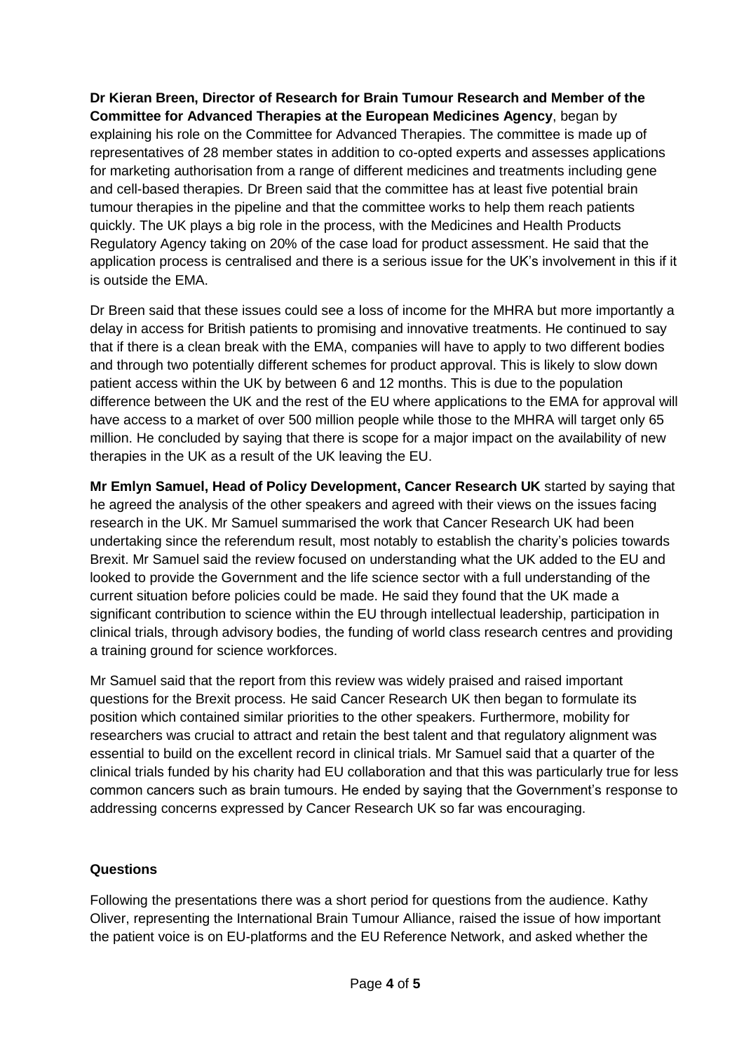**Dr Kieran Breen, Director of Research for Brain Tumour Research and Member of the Committee for Advanced Therapies at the European Medicines Agency**, began by explaining his role on the Committee for Advanced Therapies. The committee is made up of representatives of 28 member states in addition to co-opted experts and assesses applications for marketing authorisation from a range of different medicines and treatments including gene and cell-based therapies. Dr Breen said that the committee has at least five potential brain tumour therapies in the pipeline and that the committee works to help them reach patients quickly. The UK plays a big role in the process, with the Medicines and Health Products Regulatory Agency taking on 20% of the case load for product assessment. He said that the application process is centralised and there is a serious issue for the UK's involvement in this if it is outside the EMA.

Dr Breen said that these issues could see a loss of income for the MHRA but more importantly a delay in access for British patients to promising and innovative treatments. He continued to say that if there is a clean break with the EMA, companies will have to apply to two different bodies and through two potentially different schemes for product approval. This is likely to slow down patient access within the UK by between 6 and 12 months. This is due to the population difference between the UK and the rest of the EU where applications to the EMA for approval will have access to a market of over 500 million people while those to the MHRA will target only 65 million. He concluded by saying that there is scope for a major impact on the availability of new therapies in the UK as a result of the UK leaving the EU.

**Mr Emlyn Samuel, Head of Policy Development, Cancer Research UK** started by saying that he agreed the analysis of the other speakers and agreed with their views on the issues facing research in the UK. Mr Samuel summarised the work that Cancer Research UK had been undertaking since the referendum result, most notably to establish the charity's policies towards Brexit. Mr Samuel said the review focused on understanding what the UK added to the EU and looked to provide the Government and the life science sector with a full understanding of the current situation before policies could be made. He said they found that the UK made a significant contribution to science within the EU through intellectual leadership, participation in clinical trials, through advisory bodies, the funding of world class research centres and providing a training ground for science workforces.

Mr Samuel said that the report from this review was widely praised and raised important questions for the Brexit process. He said Cancer Research UK then began to formulate its position which contained similar priorities to the other speakers. Furthermore, mobility for researchers was crucial to attract and retain the best talent and that regulatory alignment was essential to build on the excellent record in clinical trials. Mr Samuel said that a quarter of the clinical trials funded by his charity had EU collaboration and that this was particularly true for less common cancers such as brain tumours. He ended by saying that the Government's response to addressing concerns expressed by Cancer Research UK so far was encouraging.

**Questions**

Following the presentations there was a short period for questions from the audience. Kathy Oliver, representing the International Brain Tumour Alliance, raised the issue of how important the patient voice is on EU-platforms and the EU Reference Network, and asked whether the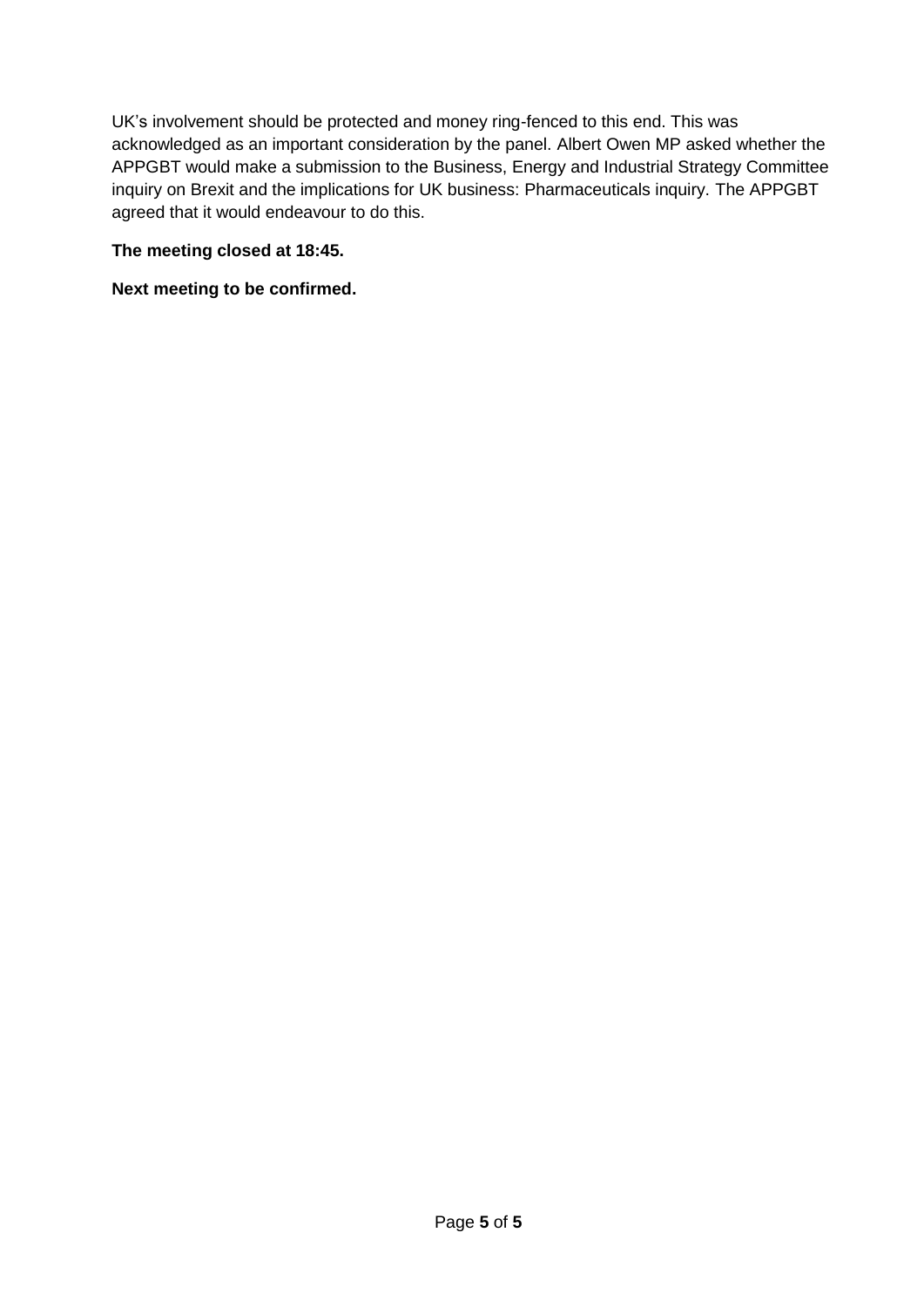UK's involvement should be protected and money ring-fenced to this end. This was acknowledged as an important consideration by the panel. Albert Owen MP asked whether the APPGBT would make a submission to the Business, Energy and Industrial Strategy Committee inquiry on Brexit and the implications for UK business: Pharmaceuticals inquiry. The APPGBT agreed that it would endeavour to do this.

**The meeting closed at 18:45.**

**Next meeting to be confirmed.**